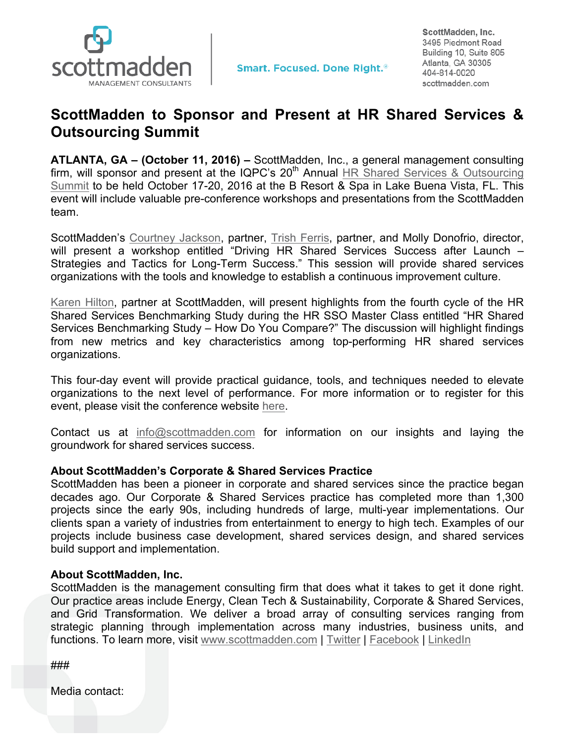ScottMadden, Inc.
3495 Piedmont Road
Building 10, Suite 805
Atlanta, GA 30305
404-814-0020
scottmadden.com

Smart. Focused. Done Right.®

# ScottMadden to Sponsor and Present at HR Shared Services & Outsourcing Summit

**ATLANTA, GA – (October 11, 2016) –** ScottMadden, Inc., a general management consulting firm, will sponsor and present at the IQPC's 20th Annual HR Shared Services & Outsourcing Summit to be held October 17-20, 2016 at the B Resort & Spa in Lake Buena Vista, FL. This event will include valuable pre-conference workshops and presentations from the ScottMadden team.

ScottMadden's Courtney Jackson, partner, Trish Ferris, partner, and Molly Donofrio, director, will present a workshop entitled "Driving HR Shared Services Success after Launch – Strategies and Tactics for Long-Term Success." This session will provide shared services organizations with the tools and knowledge to establish a continuous improvement culture.

Karen Hilton, partner at ScottMadden, will present highlights from the fourth cycle of the HR Shared Services Benchmarking Study during the HR SSO Master Class entitled "HR Shared Services Benchmarking Study – How Do You Compare?" The discussion will highlight findings from new metrics and key characteristics among top-performing HR shared services organizations.

This four-day event will provide practical guidance, tools, and techniques needed to elevate organizations to the next level of performance. For more information or to register for this event, please visit the conference website here.

Contact us at info@scottmadden.com for information on our insights and laying the groundwork for shared services success.

**About ScottMadden's Corporate & Shared Services Practice**
ScottMadden has been a pioneer in corporate and shared services since the practice began decades ago. Our Corporate & Shared Services practice has completed more than 1,300 projects since the early 90s, including hundreds of large, multi-year implementations. Our clients span a variety of industries from entertainment to energy to high tech. Examples of our projects include business case development, shared services design, and shared services build support and implementation.

**About ScottMadden, Inc.**
ScottMadden is the management consulting firm that does what it takes to get it done right. Our practice areas include Energy, Clean Tech & Sustainability, Corporate & Shared Services, and Grid Transformation. We deliver a broad array of consulting services ranging from strategic planning through implementation across many industries, business units, and functions. To learn more, visit www.scottmadden.com | Twitter | Facebook | LinkedIn

###

Media contact: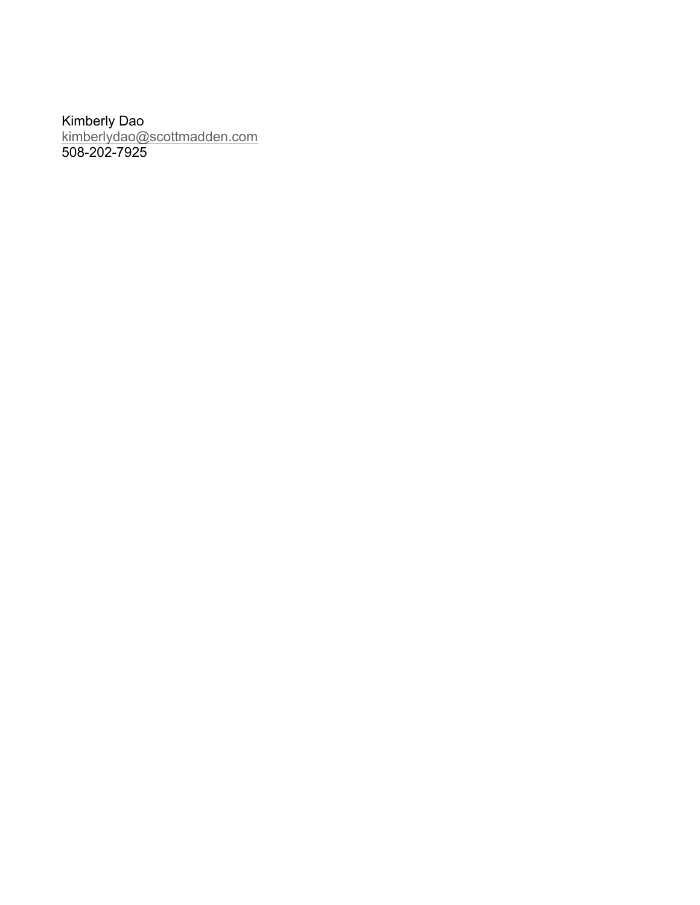Kimberly Dao
kimberlydao@scottmadden.com
508-202-7925